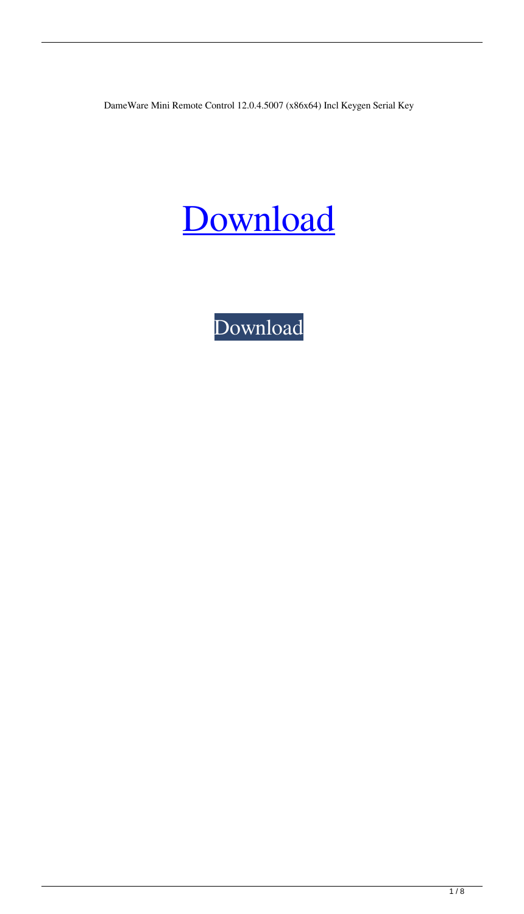DameWare Mini Remote Control 12.0.4.5007 (x86x64) Incl Keygen Serial Key

# Download

Download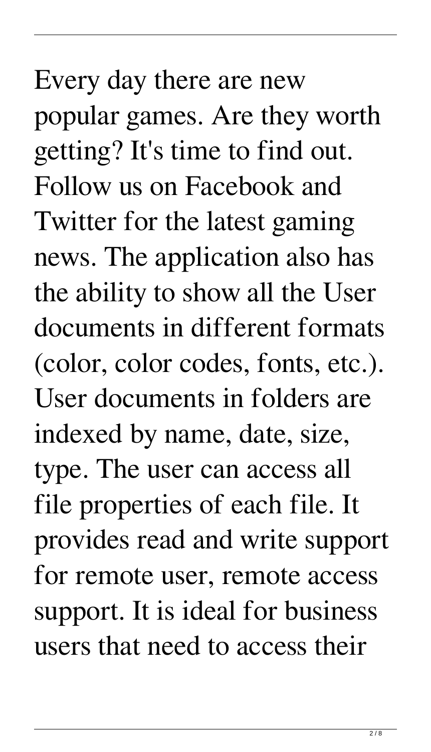Every day there are new popular games. Are they worth getting? It's time to find out. Follow us on Facebook and Twitter for the latest gaming news. The application also has the ability to show all the User documents in different formats (color, color codes, fonts, etc.). User documents in folders are indexed by name, date, size, type. The user can access all file properties of each file. It provides read and write support for remote user, remote access support. It is ideal for business users that need to access their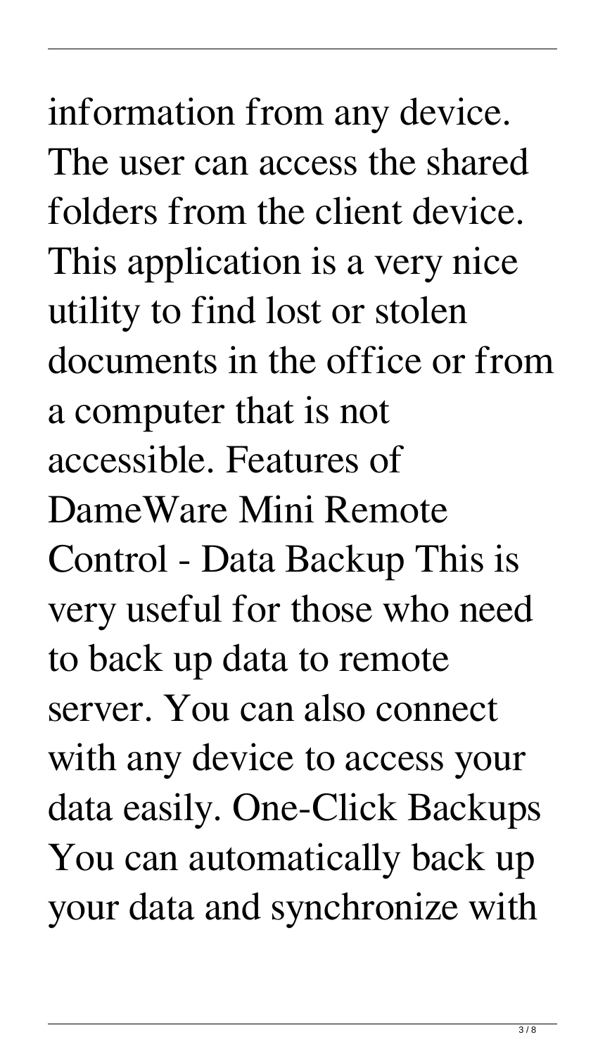information from any device. The user can access the shared folders from the client device. This application is a very nice utility to find lost or stolen documents in the office or from a computer that is not accessible. Features of DameWare Mini Remote Control - Data Backup This is very useful for those who need to back up data to remote server. You can also connect with any device to access your data easily. One-Click Backups You can automatically back up your data and synchronize with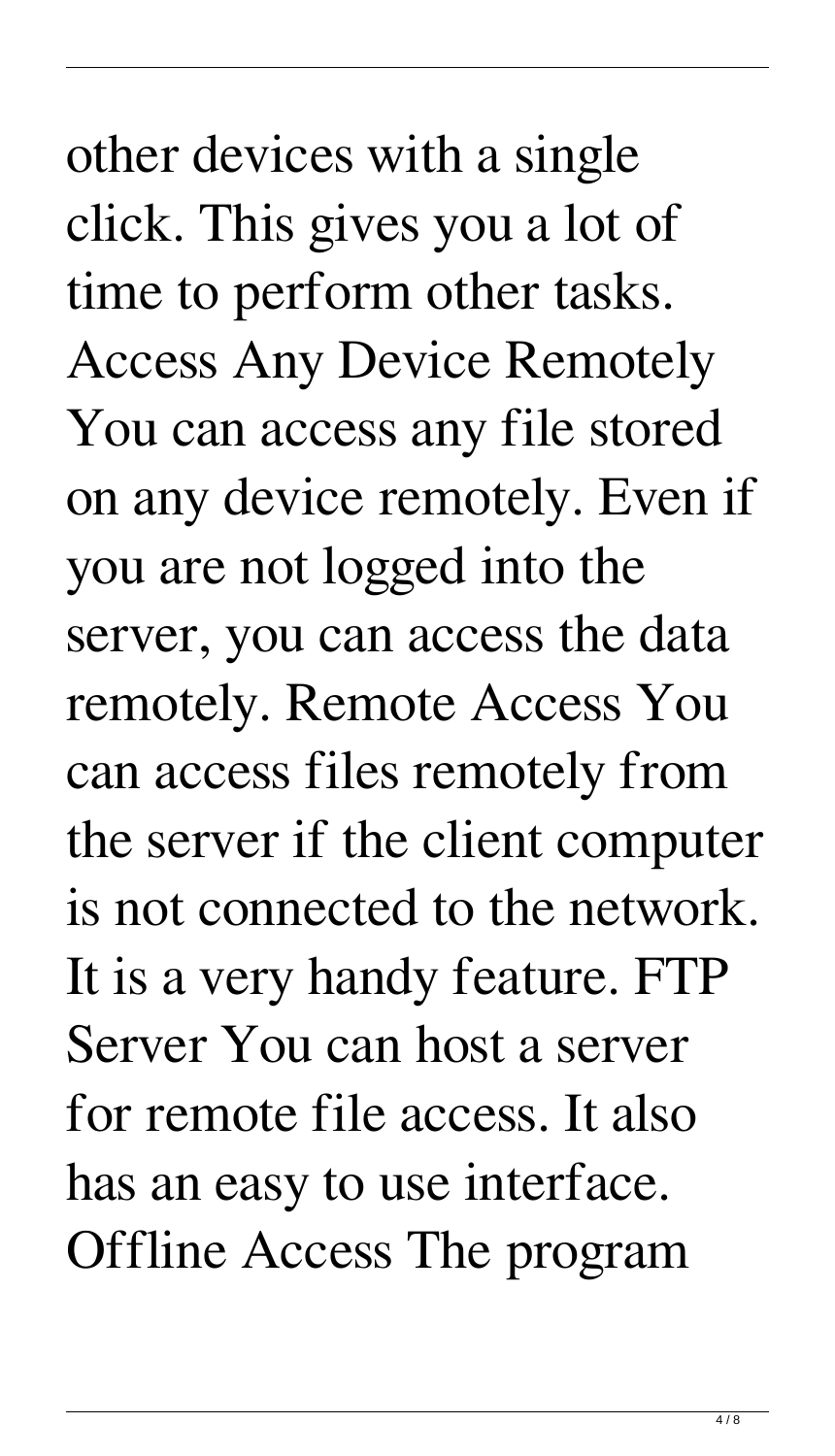other devices with a single click. This gives you a lot of time to perform other tasks. Access Any Device Remotely You can access any file stored on any device remotely. Even if you are not logged into the server, you can access the data remotely. Remote Access You can access files remotely from the server if the client computer is not connected to the network. It is a very handy feature. FTP Server You can host a server for remote file access. It also has an easy to use interface. Offline Access The program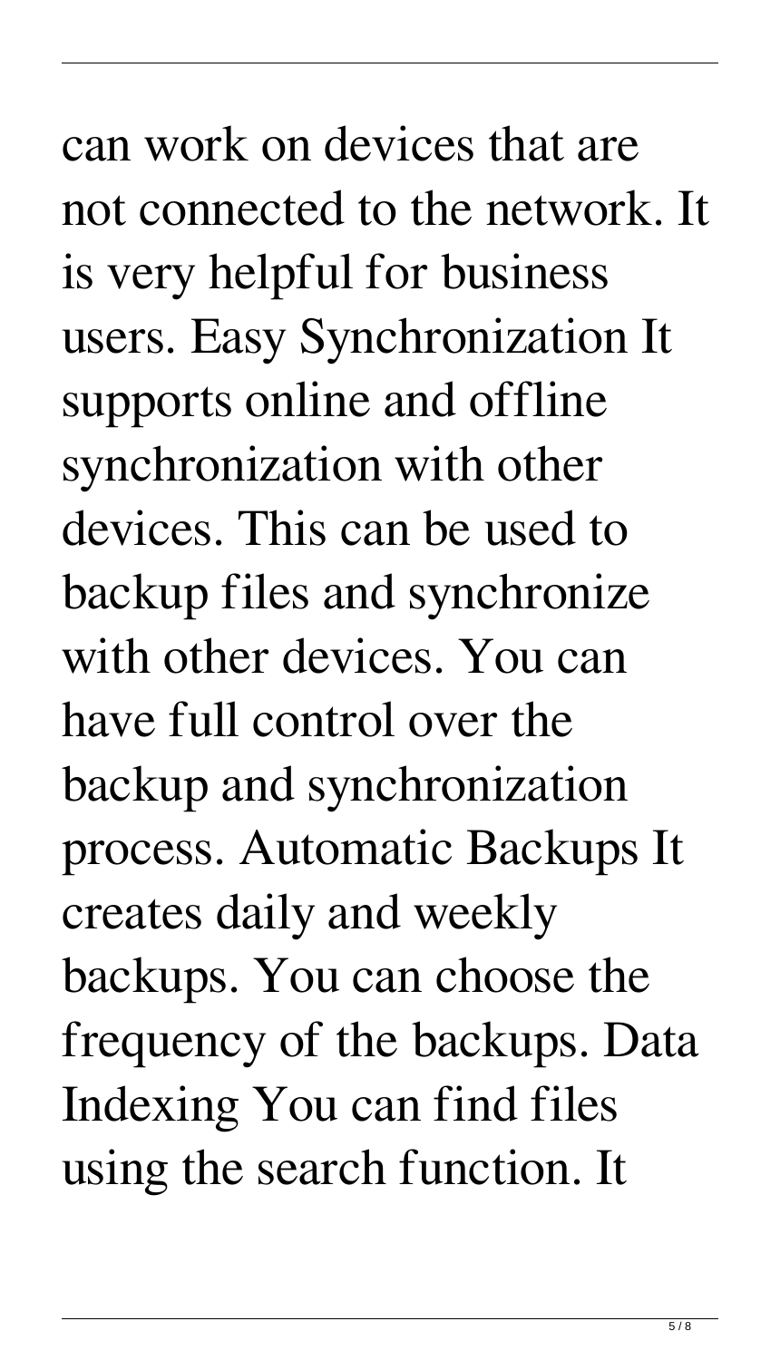can work on devices that are not connected to the network. It is very helpful for business users. Easy Synchronization It supports online and offline synchronization with other devices. This can be used to backup files and synchronize with other devices. You can have full control over the backup and synchronization process. Automatic Backups It creates daily and weekly backups. You can choose the frequency of the backups. Data Indexing You can find files using the search function. It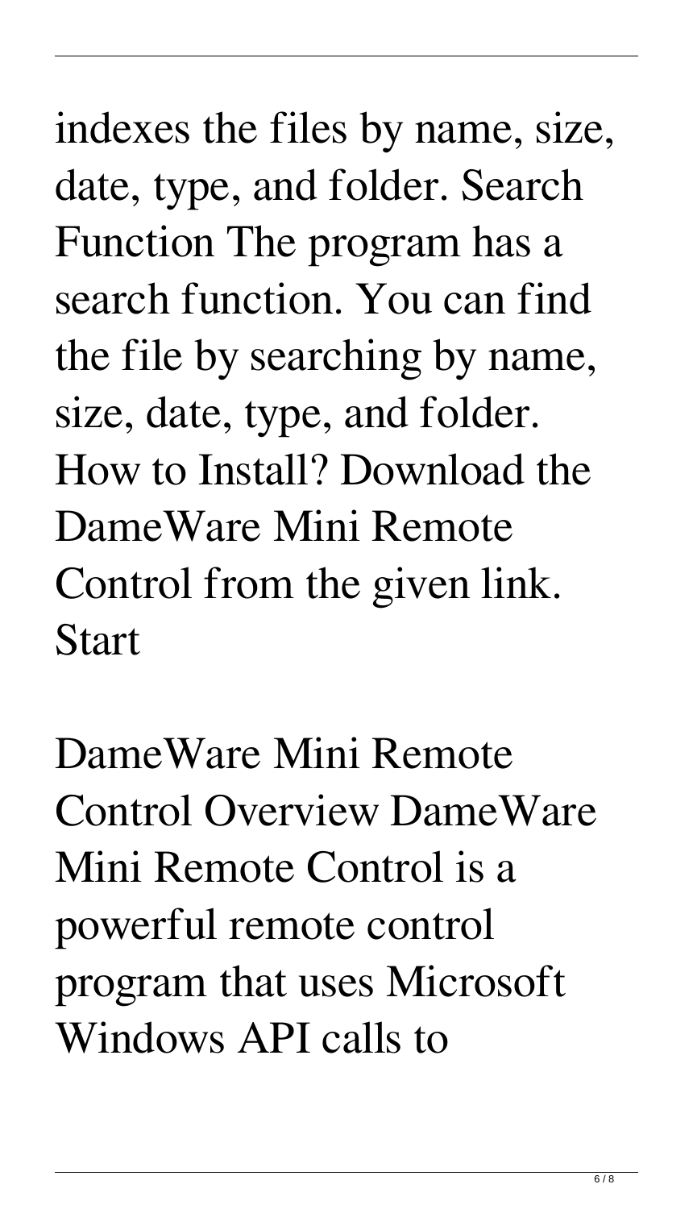indexes the files by name, size, date, type, and folder. Search Function The program has a search function. You can find the file by searching by name, size, date, type, and folder. How to Install? Download the DameWare Mini Remote Control from the given link. Start

DameWare Mini Remote Control Overview DameWare Mini Remote Control is a powerful remote control program that uses Microsoft Windows API calls to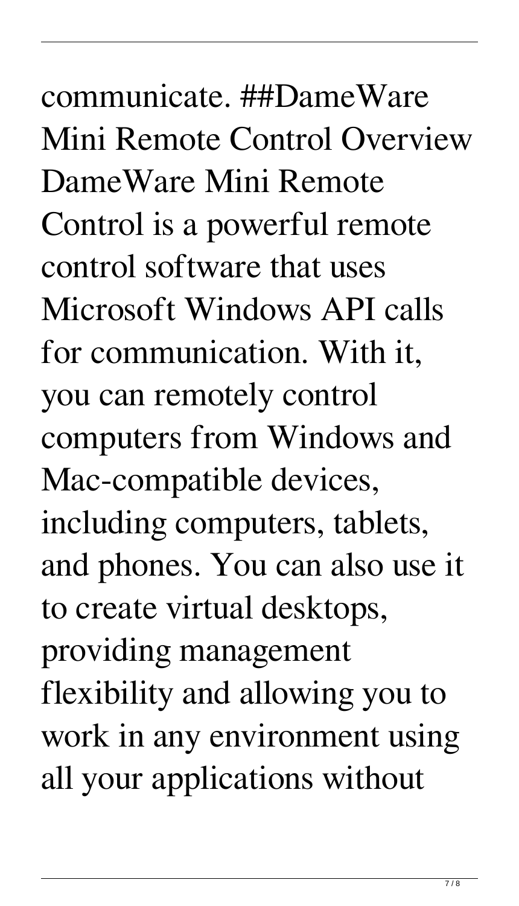communicate. ##DameWare Mini Remote Control Overview DameWare Mini Remote Control is a powerful remote control software that uses Microsoft Windows API calls for communication. With it, you can remotely control computers from Windows and Mac-compatible devices, including computers, tablets, and phones. You can also use it to create virtual desktops, providing management flexibility and allowing you to work in any environment using all your applications without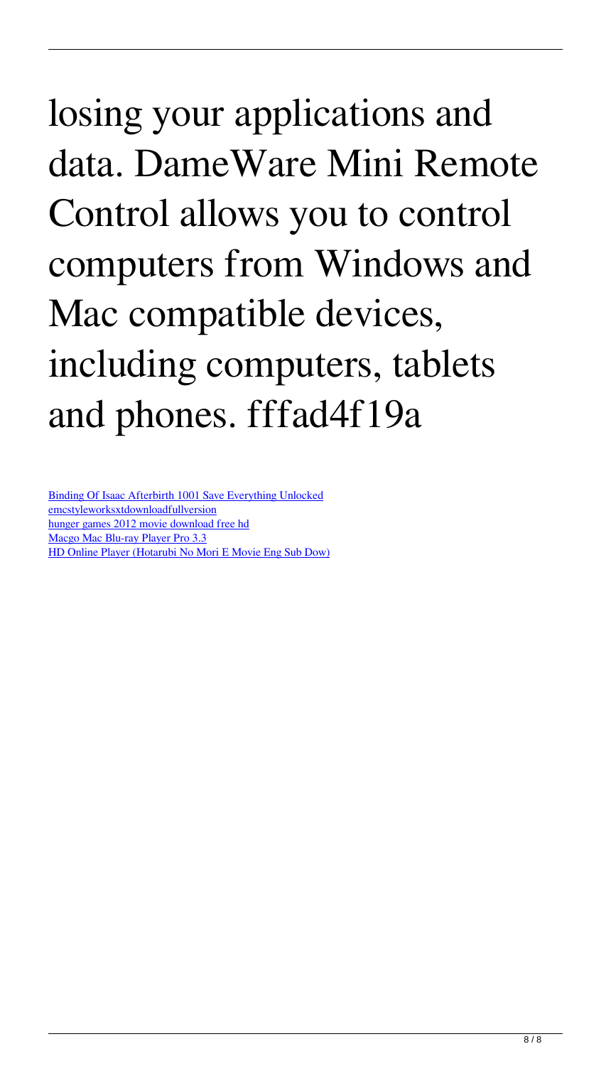losing your applications and data. DameWare Mini Remote Control allows you to control computers from Windows and Mac compatible devices, including computers, tablets and phones. fffad4f19a

Binding Of Isaac Afterbirth 1001 Save Everything Unlocked
emcstyleworksxtdownloadfullversion
hunger games 2012 movie download free hd
Macgo Mac Blu-ray Player Pro 3.3
HD Online Player (Hotarubi No Mori E Movie Eng Sub Dow)